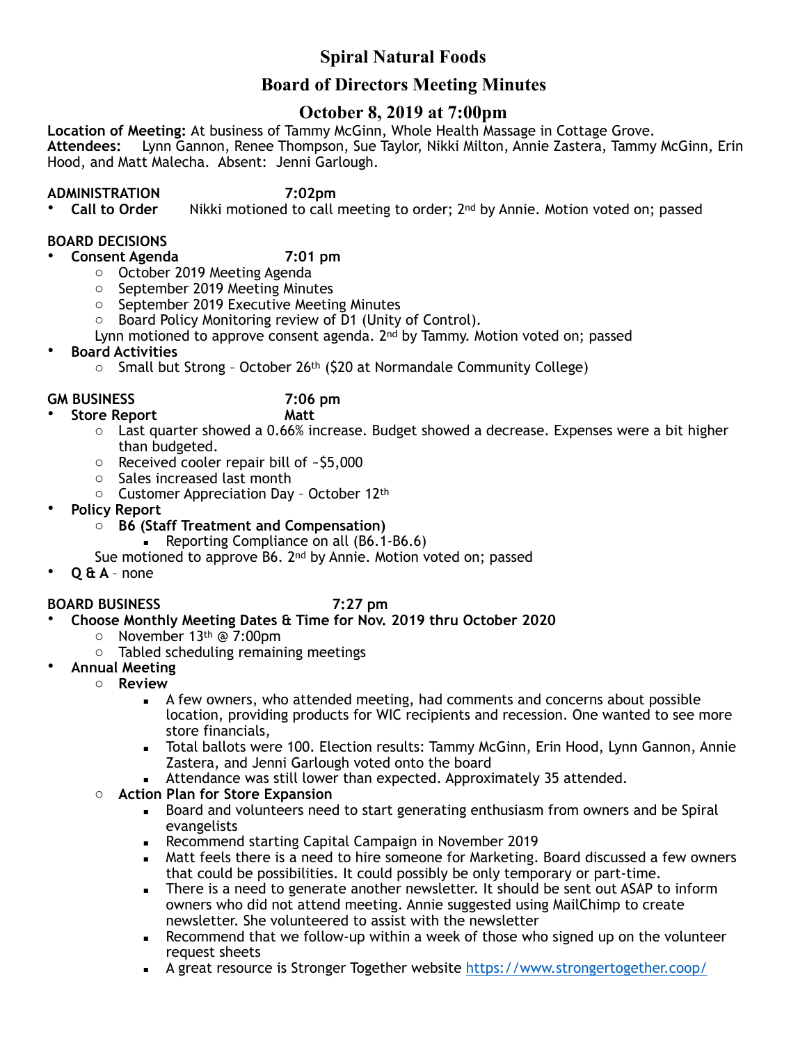# Spiral Natural Foods

## Board of Directors Meeting Minutes

## October 8, 2019 at 7:00pm

**Location of Meeting:** At business of Tammy McGinn, Whole Health Massage in Cottage Grove.
**Attendees:** Lynn Gannon, Renee Thompson, Sue Taylor, Nikki Milton, Annie Zastera, Tammy McGinn, Erin Hood, and Matt Malecha. Absent: Jenni Garlough.

**ADMINISTRATION 7:02pm**

- **Call to Order** Nikki motioned to call meeting to order; 2nd by Annie. Motion voted on; passed

**BOARD DECISIONS**

- **Consent Agenda 7:01 pm**
  - October 2019 Meeting Agenda
  - September 2019 Meeting Minutes
  - September 2019 Executive Meeting Minutes
  - Board Policy Monitoring review of D1 (Unity of Control).

  Lynn motioned to approve consent agenda. 2nd by Tammy. Motion voted on; passed
- **Board Activities**
  - Small but Strong – October 26th ($20 at Normandale Community College)

**GM BUSINESS 7:06 pm**

- **Store Report Matt**
  - Last quarter showed a 0.66% increase. Budget showed a decrease. Expenses were a bit higher than budgeted.
  - Received cooler repair bill of ~$5,000
  - Sales increased last month
  - Customer Appreciation Day – October 12th
- **Policy Report**
  - **B6 (Staff Treatment and Compensation)**
    - Reporting Compliance on all (B6.1-B6.6)

  Sue motioned to approve B6. 2nd by Annie. Motion voted on; passed
- **Q & A** – none

**BOARD BUSINESS 7:27 pm**

- **Choose Monthly Meeting Dates & Time for Nov. 2019 thru October 2020**
  - November 13th @ 7:00pm
  - Tabled scheduling remaining meetings
- **Annual Meeting**
  - **Review**
    - A few owners, who attended meeting, had comments and concerns about possible location, providing products for WIC recipients and recession. One wanted to see more store financials,
    - Total ballots were 100. Election results: Tammy McGinn, Erin Hood, Lynn Gannon, Annie Zastera, and Jenni Garlough voted onto the board
    - Attendance was still lower than expected. Approximately 35 attended.
  - **Action Plan for Store Expansion**
    - Board and volunteers need to start generating enthusiasm from owners and be Spiral evangelists
    - Recommend starting Capital Campaign in November 2019
    - Matt feels there is a need to hire someone for Marketing. Board discussed a few owners that could be possibilities. It could possibly be only temporary or part-time.
    - There is a need to generate another newsletter. It should be sent out ASAP to inform owners who did not attend meeting. Annie suggested using MailChimp to create newsletter. She volunteered to assist with the newsletter
    - Recommend that we follow-up within a week of those who signed up on the volunteer request sheets
    - A great resource is Stronger Together website https://www.strongertogether.coop/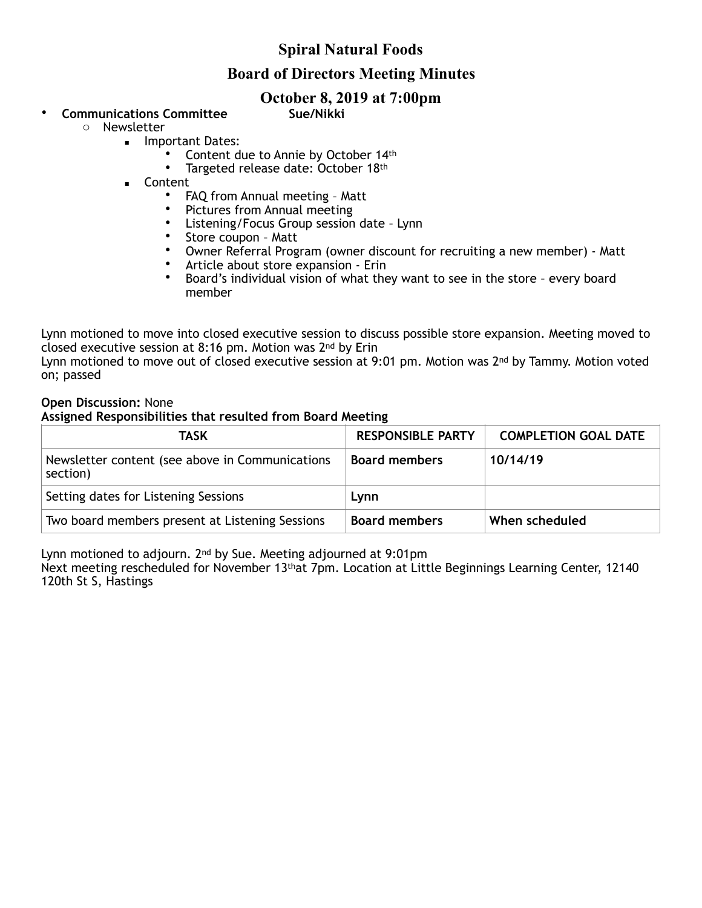# Spiral Natural Foods

## Board of Directors Meeting Minutes

## October 8, 2019 at 7:00pm

- **Communications Committee** **Sue/Nikki**
  - Newsletter
    - Important Dates:
      - Content due to Annie by October 14th
      - Targeted release date: October 18th
    - Content
      - FAQ from Annual meeting – Matt
      - Pictures from Annual meeting
      - Listening/Focus Group session date – Lynn
      - Store coupon – Matt
      - Owner Referral Program (owner discount for recruiting a new member) - Matt
      - Article about store expansion - Erin
      - Board's individual vision of what they want to see in the store – every board member

Lynn motioned to move into closed executive session to discuss possible store expansion. Meeting moved to closed executive session at 8:16 pm. Motion was 2nd by Erin
Lynn motioned to move out of closed executive session at 9:01 pm. Motion was 2nd by Tammy. Motion voted on; passed

**Open Discussion:** None
**Assigned Responsibilities that resulted from Board Meeting**

| TASK | RESPONSIBLE PARTY | COMPLETION GOAL DATE |
|---|---|---|
| Newsletter content (see above in Communications section) | **Board members** | **10/14/19** |
| Setting dates for Listening Sessions | **Lynn** | |
| Two board members present at Listening Sessions | **Board members** | **When scheduled** |

Lynn motioned to adjourn. 2nd by Sue. Meeting adjourned at 9:01pm
Next meeting rescheduled for November 13th at 7pm. Location at Little Beginnings Learning Center, 12140 120th St S, Hastings